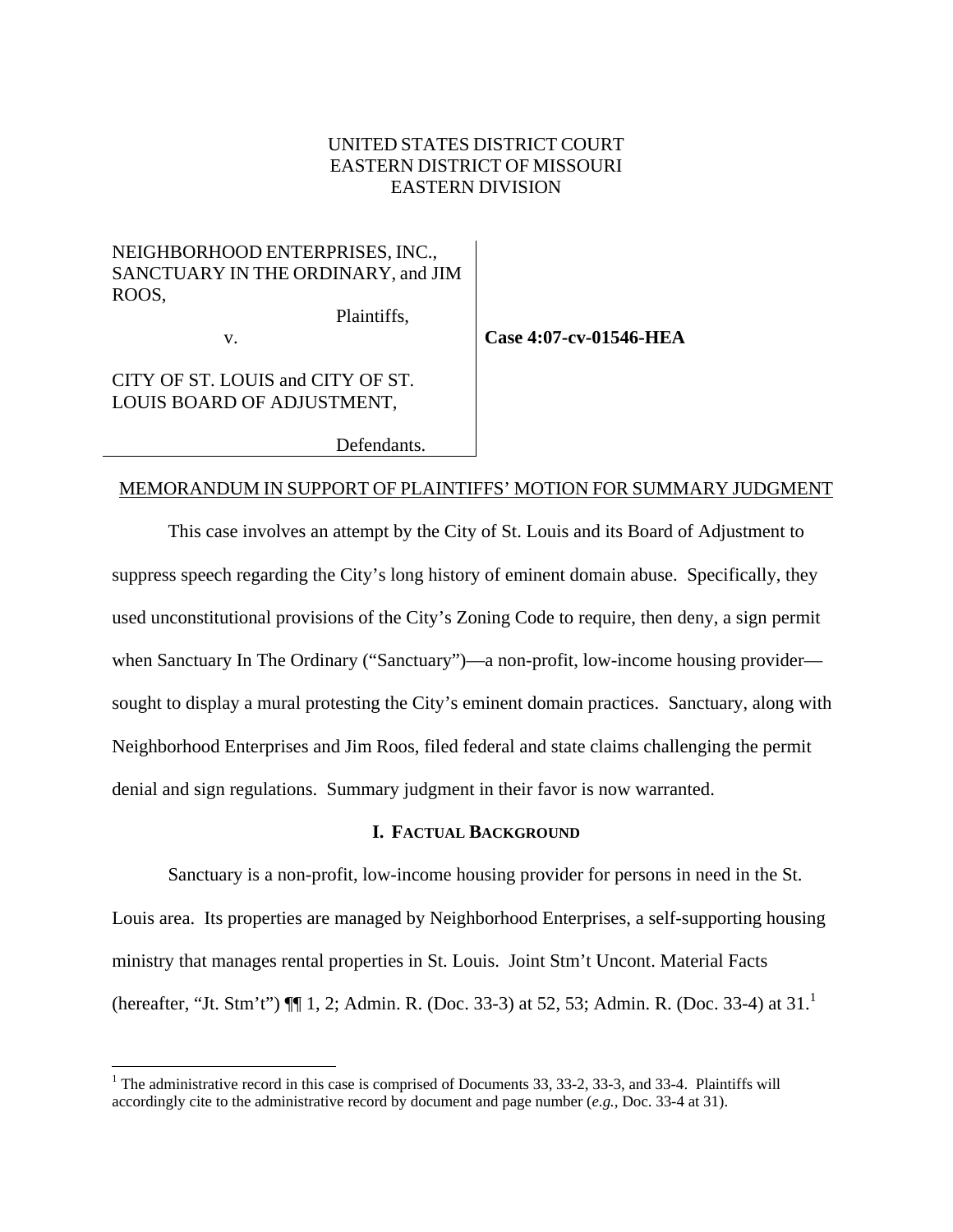UNITED STATES DISTRICT COURT
EASTERN DISTRICT OF MISSOURI
EASTERN DIVISION

| | |
|---|---|
| NEIGHBORHOOD ENTERPRISES, INC., SANCTUARY IN THE ORDINARY, and JIM ROOS,<br><br>Plaintiffs,<br><br>v.<br><br>CITY OF ST. LOUIS and CITY OF ST. LOUIS BOARD OF ADJUSTMENT,<br><br>Defendants. | **Case 4:07-cv-01546-HEA** |

MEMORANDUM IN SUPPORT OF PLAINTIFFS' MOTION FOR SUMMARY JUDGMENT

This case involves an attempt by the City of St. Louis and its Board of Adjustment to suppress speech regarding the City's long history of eminent domain abuse. Specifically, they used unconstitutional provisions of the City's Zoning Code to require, then deny, a sign permit when Sanctuary In The Ordinary ("Sanctuary")—a non-profit, low-income housing provider—sought to display a mural protesting the City's eminent domain practices. Sanctuary, along with Neighborhood Enterprises and Jim Roos, filed federal and state claims challenging the permit denial and sign regulations. Summary judgment in their favor is now warranted.

## I. Factual Background

Sanctuary is a non-profit, low-income housing provider for persons in need in the St. Louis area. Its properties are managed by Neighborhood Enterprises, a self-supporting housing ministry that manages rental properties in St. Louis. Joint Stm't Uncont. Material Facts (hereafter, "Jt. Stm't") ¶¶ 1, 2; Admin. R. (Doc. 33-3) at 52, 53; Admin. R. (Doc. 33-4) at 31.[1]

[1] The administrative record in this case is comprised of Documents 33, 33-2, 33-3, and 33-4. Plaintiffs will accordingly cite to the administrative record by document and page number (*e.g.*, Doc. 33-4 at 31).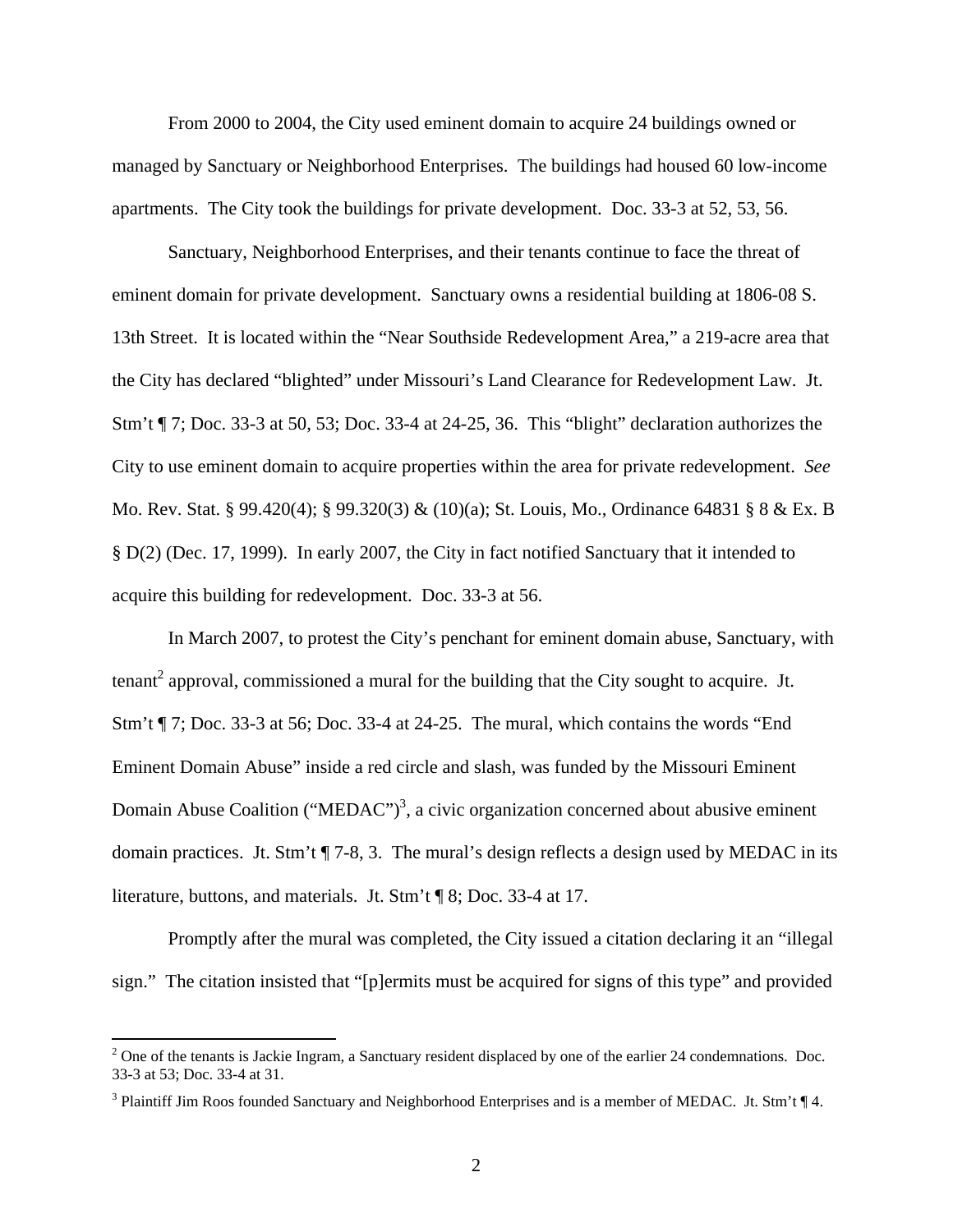From 2000 to 2004, the City used eminent domain to acquire 24 buildings owned or managed by Sanctuary or Neighborhood Enterprises. The buildings had housed 60 low-income apartments. The City took the buildings for private development. Doc. 33-3 at 52, 53, 56.

Sanctuary, Neighborhood Enterprises, and their tenants continue to face the threat of eminent domain for private development. Sanctuary owns a residential building at 1806-08 S. 13th Street. It is located within the "Near Southside Redevelopment Area," a 219-acre area that the City has declared "blighted" under Missouri's Land Clearance for Redevelopment Law. Jt. Stm't ¶ 7; Doc. 33-3 at 50, 53; Doc. 33-4 at 24-25, 36. This "blight" declaration authorizes the City to use eminent domain to acquire properties within the area for private redevelopment. *See* Mo. Rev. Stat. § 99.420(4); § 99.320(3) & (10)(a); St. Louis, Mo., Ordinance 64831 § 8 & Ex. B § D(2) (Dec. 17, 1999). In early 2007, the City in fact notified Sanctuary that it intended to acquire this building for redevelopment. Doc. 33-3 at 56.

In March 2007, to protest the City's penchant for eminent domain abuse, Sanctuary, with tenant[2] approval, commissioned a mural for the building that the City sought to acquire. Jt. Stm't ¶ 7; Doc. 33-3 at 56; Doc. 33-4 at 24-25. The mural, which contains the words "End Eminent Domain Abuse" inside a red circle and slash, was funded by the Missouri Eminent Domain Abuse Coalition ("MEDAC")[3], a civic organization concerned about abusive eminent domain practices. Jt. Stm't ¶ 7-8, 3. The mural's design reflects a design used by MEDAC in its literature, buttons, and materials. Jt. Stm't ¶ 8; Doc. 33-4 at 17.

Promptly after the mural was completed, the City issued a citation declaring it an "illegal sign." The citation insisted that "[p]ermits must be acquired for signs of this type" and provided

---

[2] One of the tenants is Jackie Ingram, a Sanctuary resident displaced by one of the earlier 24 condemnations. Doc. 33-3 at 53; Doc. 33-4 at 31.

[3] Plaintiff Jim Roos founded Sanctuary and Neighborhood Enterprises and is a member of MEDAC. Jt. Stm't ¶ 4.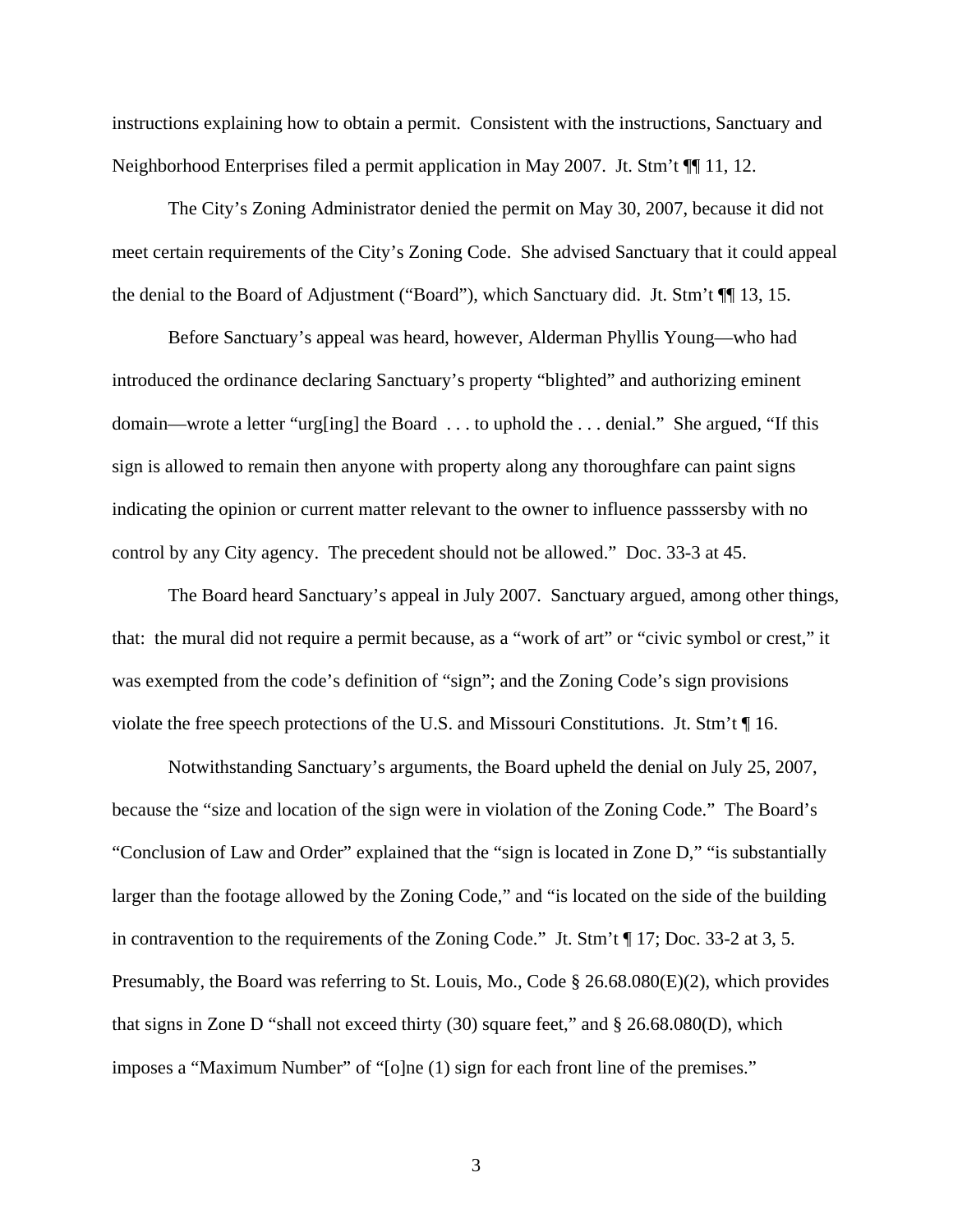instructions explaining how to obtain a permit. Consistent with the instructions, Sanctuary and Neighborhood Enterprises filed a permit application in May 2007. Jt. Stm't ¶¶ 11, 12.

The City's Zoning Administrator denied the permit on May 30, 2007, because it did not meet certain requirements of the City's Zoning Code. She advised Sanctuary that it could appeal the denial to the Board of Adjustment ("Board"), which Sanctuary did. Jt. Stm't ¶¶ 13, 15.

Before Sanctuary's appeal was heard, however, Alderman Phyllis Young—who had introduced the ordinance declaring Sanctuary's property "blighted" and authorizing eminent domain—wrote a letter "urg[ing] the Board . . . to uphold the . . . denial." She argued, "If this sign is allowed to remain then anyone with property along any thoroughfare can paint signs indicating the opinion or current matter relevant to the owner to influence passsersby with no control by any City agency. The precedent should not be allowed." Doc. 33-3 at 45.

The Board heard Sanctuary's appeal in July 2007. Sanctuary argued, among other things, that: the mural did not require a permit because, as a "work of art" or "civic symbol or crest," it was exempted from the code's definition of "sign"; and the Zoning Code's sign provisions violate the free speech protections of the U.S. and Missouri Constitutions. Jt. Stm't ¶ 16.

Notwithstanding Sanctuary's arguments, the Board upheld the denial on July 25, 2007, because the "size and location of the sign were in violation of the Zoning Code." The Board's "Conclusion of Law and Order" explained that the "sign is located in Zone D," "is substantially larger than the footage allowed by the Zoning Code," and "is located on the side of the building in contravention to the requirements of the Zoning Code." Jt. Stm't ¶ 17; Doc. 33-2 at 3, 5. Presumably, the Board was referring to St. Louis, Mo., Code § 26.68.080(E)(2), which provides that signs in Zone D "shall not exceed thirty (30) square feet," and § 26.68.080(D), which imposes a "Maximum Number" of "[o]ne (1) sign for each front line of the premises."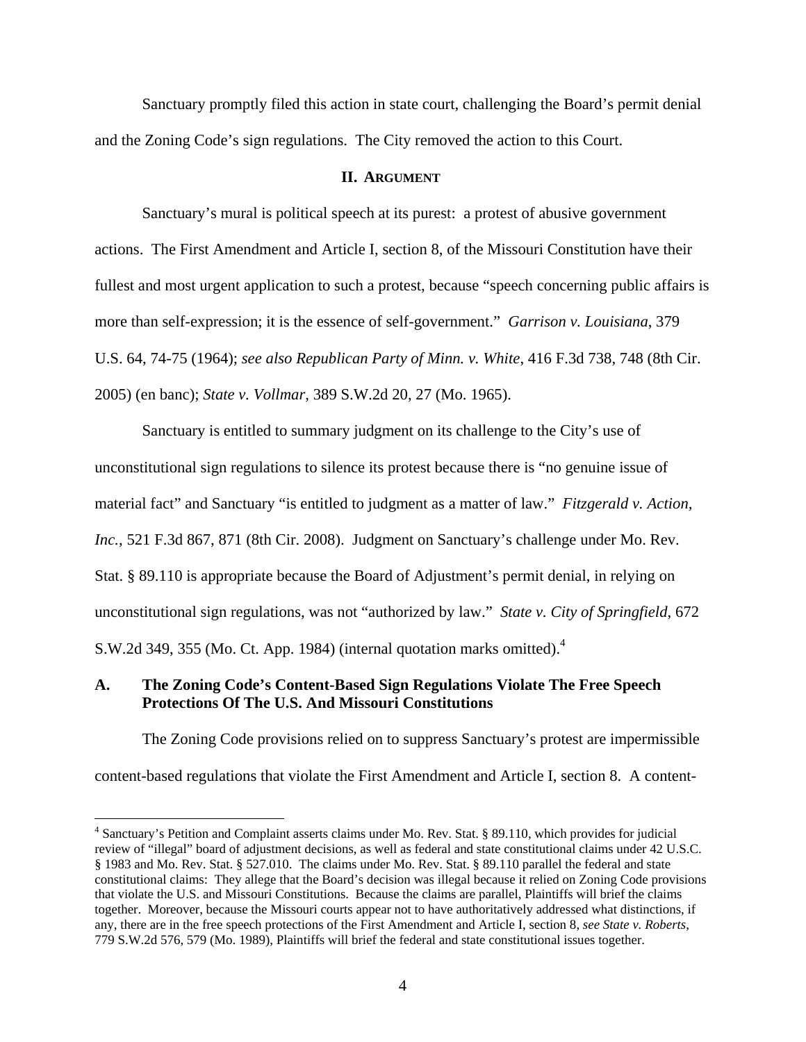Sanctuary promptly filed this action in state court, challenging the Board's permit denial and the Zoning Code's sign regulations. The City removed the action to this Court.

## II. ARGUMENT

Sanctuary's mural is political speech at its purest: a protest of abusive government actions. The First Amendment and Article I, section 8, of the Missouri Constitution have their fullest and most urgent application to such a protest, because "speech concerning public affairs is more than self-expression; it is the essence of self-government." *Garrison v. Louisiana*, 379 U.S. 64, 74-75 (1964); *see also Republican Party of Minn. v. White*, 416 F.3d 738, 748 (8th Cir. 2005) (en banc); *State v. Vollmar*, 389 S.W.2d 20, 27 (Mo. 1965).

Sanctuary is entitled to summary judgment on its challenge to the City's use of unconstitutional sign regulations to silence its protest because there is "no genuine issue of material fact" and Sanctuary "is entitled to judgment as a matter of law." *Fitzgerald v. Action, Inc.*, 521 F.3d 867, 871 (8th Cir. 2008). Judgment on Sanctuary's challenge under Mo. Rev. Stat. § 89.110 is appropriate because the Board of Adjustment's permit denial, in relying on unconstitutional sign regulations, was not "authorized by law." *State v. City of Springfield*, 672 S.W.2d 349, 355 (Mo. Ct. App. 1984) (internal quotation marks omitted).[4]

### A. The Zoning Code's Content-Based Sign Regulations Violate The Free Speech Protections Of The U.S. And Missouri Constitutions

The Zoning Code provisions relied on to suppress Sanctuary's protest are impermissible content-based regulations that violate the First Amendment and Article I, section 8. A content-

[4] Sanctuary's Petition and Complaint asserts claims under Mo. Rev. Stat. § 89.110, which provides for judicial review of "illegal" board of adjustment decisions, as well as federal and state constitutional claims under 42 U.S.C. § 1983 and Mo. Rev. Stat. § 527.010. The claims under Mo. Rev. Stat. § 89.110 parallel the federal and state constitutional claims: They allege that the Board's decision was illegal because it relied on Zoning Code provisions that violate the U.S. and Missouri Constitutions. Because the claims are parallel, Plaintiffs will brief the claims together. Moreover, because the Missouri courts appear not to have authoritatively addressed what distinctions, if any, there are in the free speech protections of the First Amendment and Article I, section 8, *see State v. Roberts*, 779 S.W.2d 576, 579 (Mo. 1989), Plaintiffs will brief the federal and state constitutional issues together.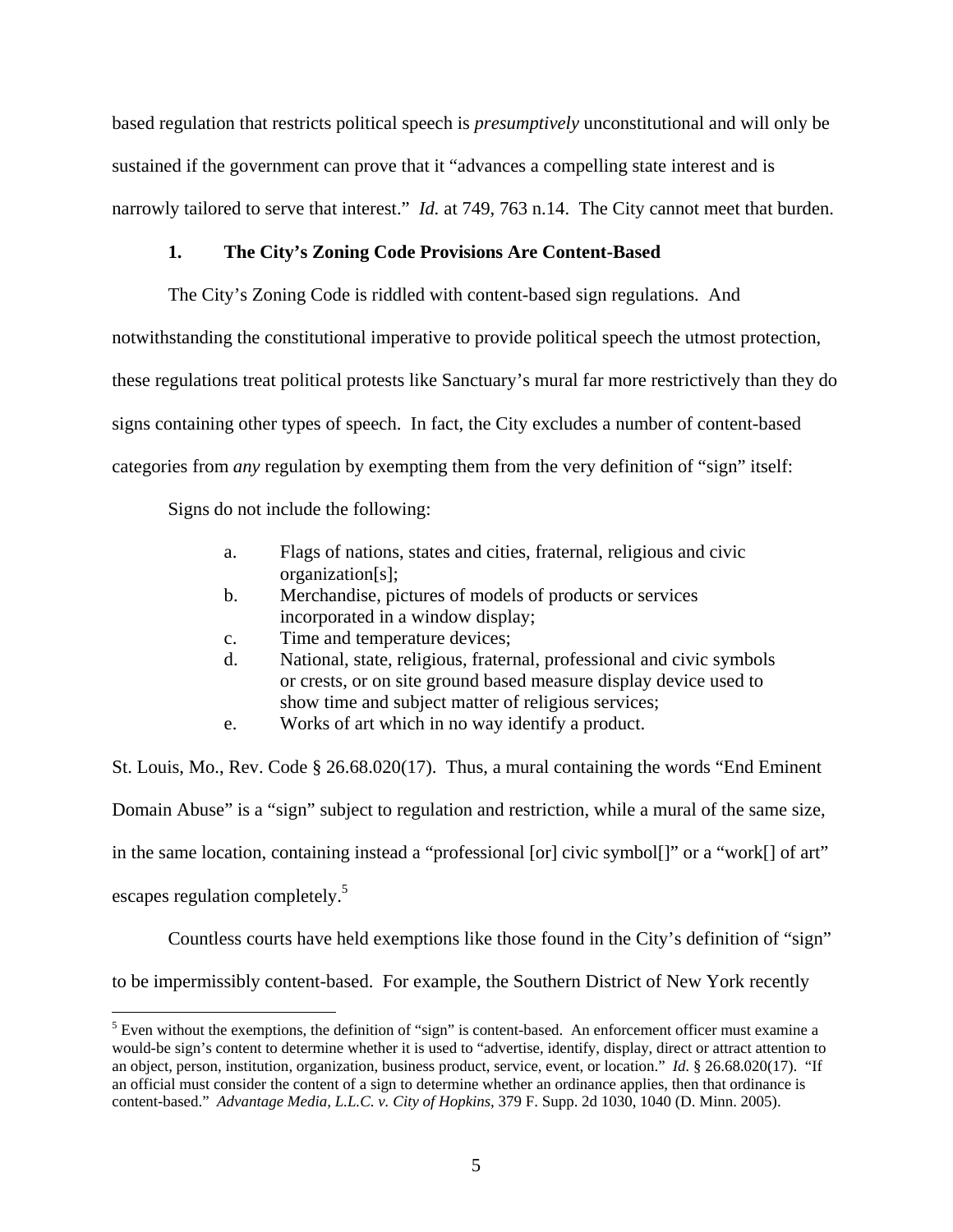based regulation that restricts political speech is *presumptively* unconstitutional and will only be sustained if the government can prove that it "advances a compelling state interest and is narrowly tailored to serve that interest." *Id.* at 749, 763 n.14. The City cannot meet that burden.

### 1. The City's Zoning Code Provisions Are Content-Based

The City's Zoning Code is riddled with content-based sign regulations. And notwithstanding the constitutional imperative to provide political speech the utmost protection, these regulations treat political protests like Sanctuary's mural far more restrictively than they do signs containing other types of speech. In fact, the City excludes a number of content-based categories from *any* regulation by exempting them from the very definition of "sign" itself:

> Signs do not include the following:
>
> a. Flags of nations, states and cities, fraternal, religious and civic organization[s];
>
> b. Merchandise, pictures of models of products or services incorporated in a window display;
>
> c. Time and temperature devices;
>
> d. National, state, religious, fraternal, professional and civic symbols or crests, or on site ground based measure display device used to show time and subject matter of religious services;
>
> e. Works of art which in no way identify a product.

St. Louis, Mo., Rev. Code § 26.68.020(17). Thus, a mural containing the words "End Eminent Domain Abuse" is a "sign" subject to regulation and restriction, while a mural of the same size, in the same location, containing instead a "professional [or] civic symbol[]" or a "work[] of art" escapes regulation completely.[5]

Countless courts have held exemptions like those found in the City's definition of "sign" to be impermissibly content-based. For example, the Southern District of New York recently

---

[5] Even without the exemptions, the definition of "sign" is content-based. An enforcement officer must examine a would-be sign's content to determine whether it is used to "advertise, identify, display, direct or attract attention to an object, person, institution, organization, business product, service, event, or location." *Id.* § 26.68.020(17). "If an official must consider the content of a sign to determine whether an ordinance applies, then that ordinance is content-based." *Advantage Media, L.L.C. v. City of Hopkins*, 379 F. Supp. 2d 1030, 1040 (D. Minn. 2005).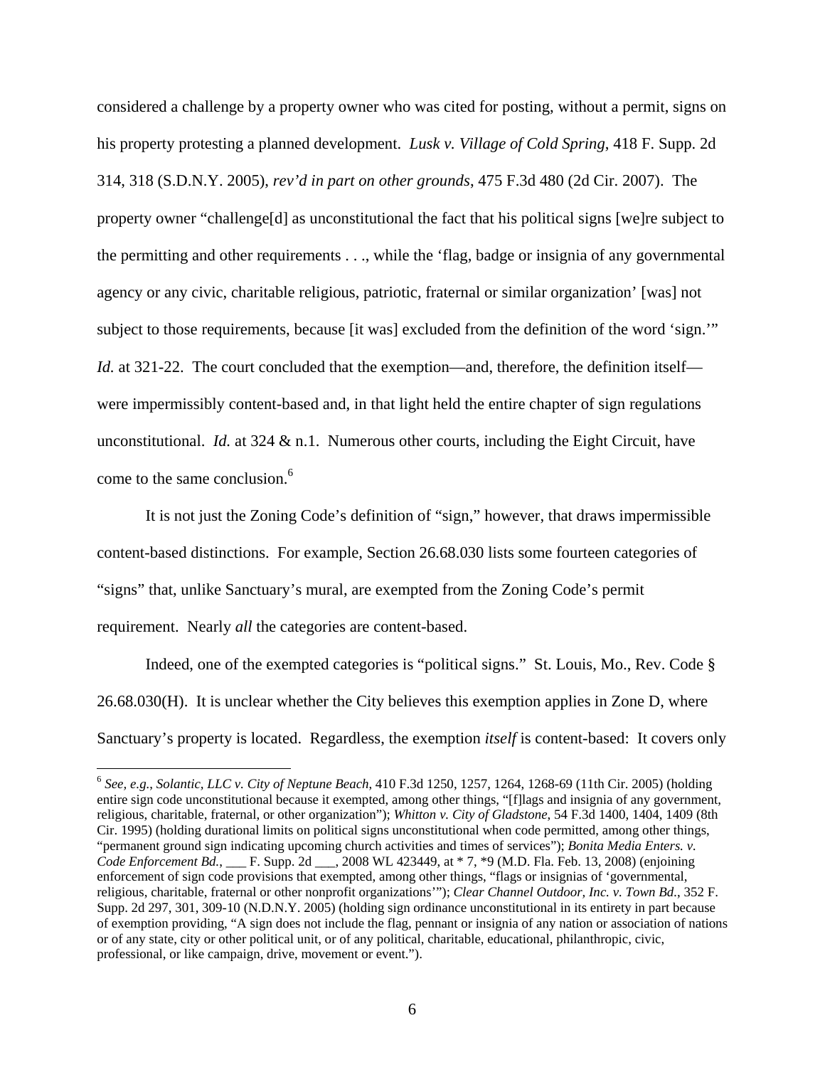considered a challenge by a property owner who was cited for posting, without a permit, signs on his property protesting a planned development. *Lusk v. Village of Cold Spring*, 418 F. Supp. 2d 314, 318 (S.D.N.Y. 2005), *rev'd in part on other grounds*, 475 F.3d 480 (2d Cir. 2007). The property owner "challenge[d] as unconstitutional the fact that his political signs [we]re subject to the permitting and other requirements . . ., while the 'flag, badge or insignia of any governmental agency or any civic, charitable religious, patriotic, fraternal or similar organization' [was] not subject to those requirements, because [it was] excluded from the definition of the word 'sign.'" *Id.* at 321-22. The court concluded that the exemption—and, therefore, the definition itself—were impermissibly content-based and, in that light held the entire chapter of sign regulations unconstitutional. *Id.* at 324 & n.1. Numerous other courts, including the Eight Circuit, have come to the same conclusion.[6]

It is not just the Zoning Code's definition of "sign," however, that draws impermissible content-based distinctions. For example, Section 26.68.030 lists some fourteen categories of "signs" that, unlike Sanctuary's mural, are exempted from the Zoning Code's permit requirement. Nearly *all* the categories are content-based.

Indeed, one of the exempted categories is "political signs." St. Louis, Mo., Rev. Code § 26.68.030(H). It is unclear whether the City believes this exemption applies in Zone D, where Sanctuary's property is located. Regardless, the exemption *itself* is content-based: It covers only

[6] *See, e.g.*, *Solantic, LLC v. City of Neptune Beach*, 410 F.3d 1250, 1257, 1264, 1268-69 (11th Cir. 2005) (holding entire sign code unconstitutional because it exempted, among other things, "[f]lags and insignia of any government, religious, charitable, fraternal, or other organization"); *Whitton v. City of Gladstone*, 54 F.3d 1400, 1404, 1409 (8th Cir. 1995) (holding durational limits on political signs unconstitutional when code permitted, among other things, "permanent ground sign indicating upcoming church activities and times of services"); *Bonita Media Enters. v. Code Enforcement Bd.*, ___ F. Supp. 2d ___, 2008 WL 423449, at * 7, *9 (M.D. Fla. Feb. 13, 2008) (enjoining enforcement of sign code provisions that exempted, among other things, "flags or insignias of 'governmental, religious, charitable, fraternal or other nonprofit organizations'"); *Clear Channel Outdoor, Inc. v. Town Bd.*, 352 F. Supp. 2d 297, 301, 309-10 (N.D.N.Y. 2005) (holding sign ordinance unconstitutional in its entirety in part because of exemption providing, "A sign does not include the flag, pennant or insignia of any nation or association of nations or of any state, city or other political unit, or of any political, charitable, educational, philanthropic, civic, professional, or like campaign, drive, movement or event.").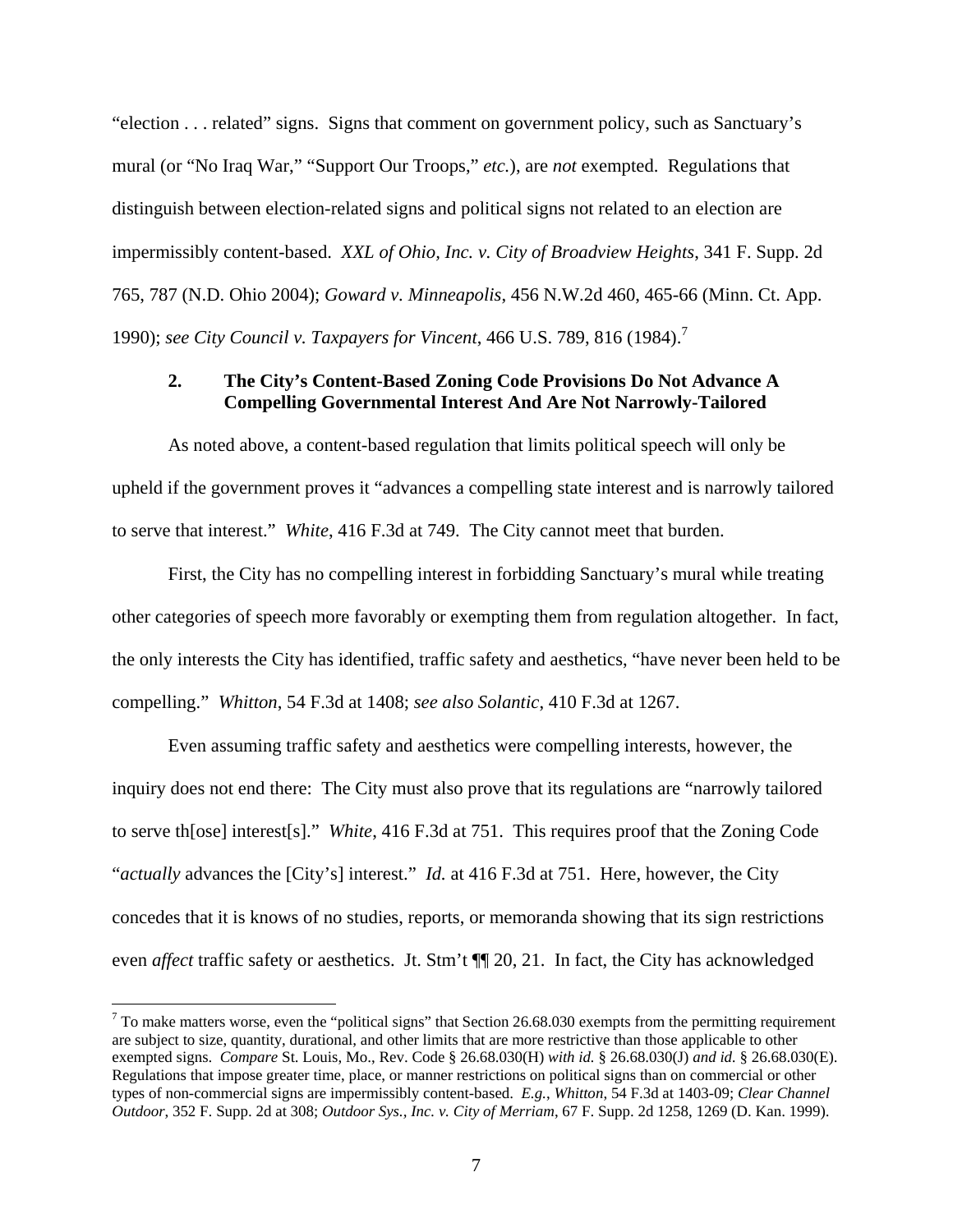"election . . . related" signs. Signs that comment on government policy, such as Sanctuary's mural (or "No Iraq War," "Support Our Troops," *etc.*), are *not* exempted. Regulations that distinguish between election-related signs and political signs not related to an election are impermissibly content-based. *XXL of Ohio, Inc. v. City of Broadview Heights*, 341 F. Supp. 2d 765, 787 (N.D. Ohio 2004); *Goward v. Minneapolis*, 456 N.W.2d 460, 465-66 (Minn. Ct. App. 1990); *see City Council v. Taxpayers for Vincent*, 466 U.S. 789, 816 (1984).[7]

### 2. The City's Content-Based Zoning Code Provisions Do Not Advance A Compelling Governmental Interest And Are Not Narrowly-Tailored

As noted above, a content-based regulation that limits political speech will only be upheld if the government proves it "advances a compelling state interest and is narrowly tailored to serve that interest." *White*, 416 F.3d at 749. The City cannot meet that burden.

First, the City has no compelling interest in forbidding Sanctuary's mural while treating other categories of speech more favorably or exempting them from regulation altogether. In fact, the only interests the City has identified, traffic safety and aesthetics, "have never been held to be compelling." *Whitton*, 54 F.3d at 1408; *see also Solantic*, 410 F.3d at 1267.

Even assuming traffic safety and aesthetics were compelling interests, however, the inquiry does not end there: The City must also prove that its regulations are "narrowly tailored to serve th[ose] interest[s]." *White*, 416 F.3d at 751. This requires proof that the Zoning Code "*actually* advances the [City's] interest." *Id.* at 416 F.3d at 751. Here, however, the City concedes that it is knows of no studies, reports, or memoranda showing that its sign restrictions even *affect* traffic safety or aesthetics. Jt. Stm't ¶¶ 20, 21. In fact, the City has acknowledged

---

[7] To make matters worse, even the "political signs" that Section 26.68.030 exempts from the permitting requirement are subject to size, quantity, durational, and other limits that are more restrictive than those applicable to other exempted signs. *Compare* St. Louis, Mo., Rev. Code § 26.68.030(H) *with id.* § 26.68.030(J) *and id.* § 26.68.030(E). Regulations that impose greater time, place, or manner restrictions on political signs than on commercial or other types of non-commercial signs are impermissibly content-based. *E.g.*, *Whitton*, 54 F.3d at 1403-09; *Clear Channel Outdoor*, 352 F. Supp. 2d at 308; *Outdoor Sys., Inc. v. City of Merriam*, 67 F. Supp. 2d 1258, 1269 (D. Kan. 1999).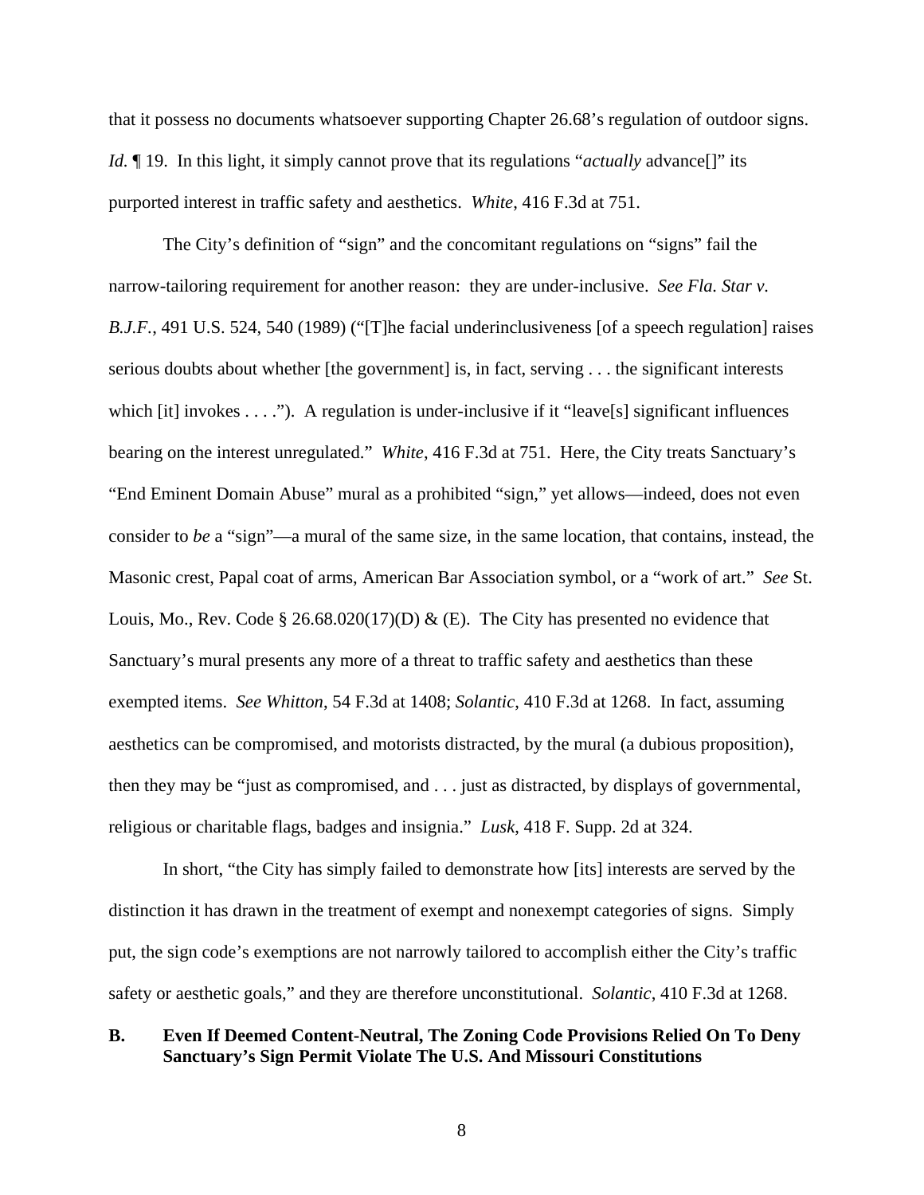that it possess no documents whatsoever supporting Chapter 26.68's regulation of outdoor signs. *Id.* ¶ 19. In this light, it simply cannot prove that its regulations "*actually* advance[]" its purported interest in traffic safety and aesthetics. *White*, 416 F.3d at 751.

The City's definition of "sign" and the concomitant regulations on "signs" fail the narrow-tailoring requirement for another reason: they are under-inclusive. *See Fla. Star v. B.J.F.*, 491 U.S. 524, 540 (1989) ("[T]he facial underinclusiveness [of a speech regulation] raises serious doubts about whether [the government] is, in fact, serving . . . the significant interests which [it] invokes . . . ."). A regulation is under-inclusive if it "leave[s] significant influences bearing on the interest unregulated." *White*, 416 F.3d at 751. Here, the City treats Sanctuary's "End Eminent Domain Abuse" mural as a prohibited "sign," yet allows—indeed, does not even consider to *be* a "sign"—a mural of the same size, in the same location, that contains, instead, the Masonic crest, Papal coat of arms, American Bar Association symbol, or a "work of art." *See* St. Louis, Mo., Rev. Code § 26.68.020(17)(D) & (E). The City has presented no evidence that Sanctuary's mural presents any more of a threat to traffic safety and aesthetics than these exempted items. *See Whitton*, 54 F.3d at 1408; *Solantic*, 410 F.3d at 1268. In fact, assuming aesthetics can be compromised, and motorists distracted, by the mural (a dubious proposition), then they may be "just as compromised, and . . . just as distracted, by displays of governmental, religious or charitable flags, badges and insignia." *Lusk*, 418 F. Supp. 2d at 324.

In short, "the City has simply failed to demonstrate how [its] interests are served by the distinction it has drawn in the treatment of exempt and nonexempt categories of signs. Simply put, the sign code's exemptions are not narrowly tailored to accomplish either the City's traffic safety or aesthetic goals," and they are therefore unconstitutional. *Solantic*, 410 F.3d at 1268.

### B. Even If Deemed Content-Neutral, The Zoning Code Provisions Relied On To Deny Sanctuary's Sign Permit Violate The U.S. And Missouri Constitutions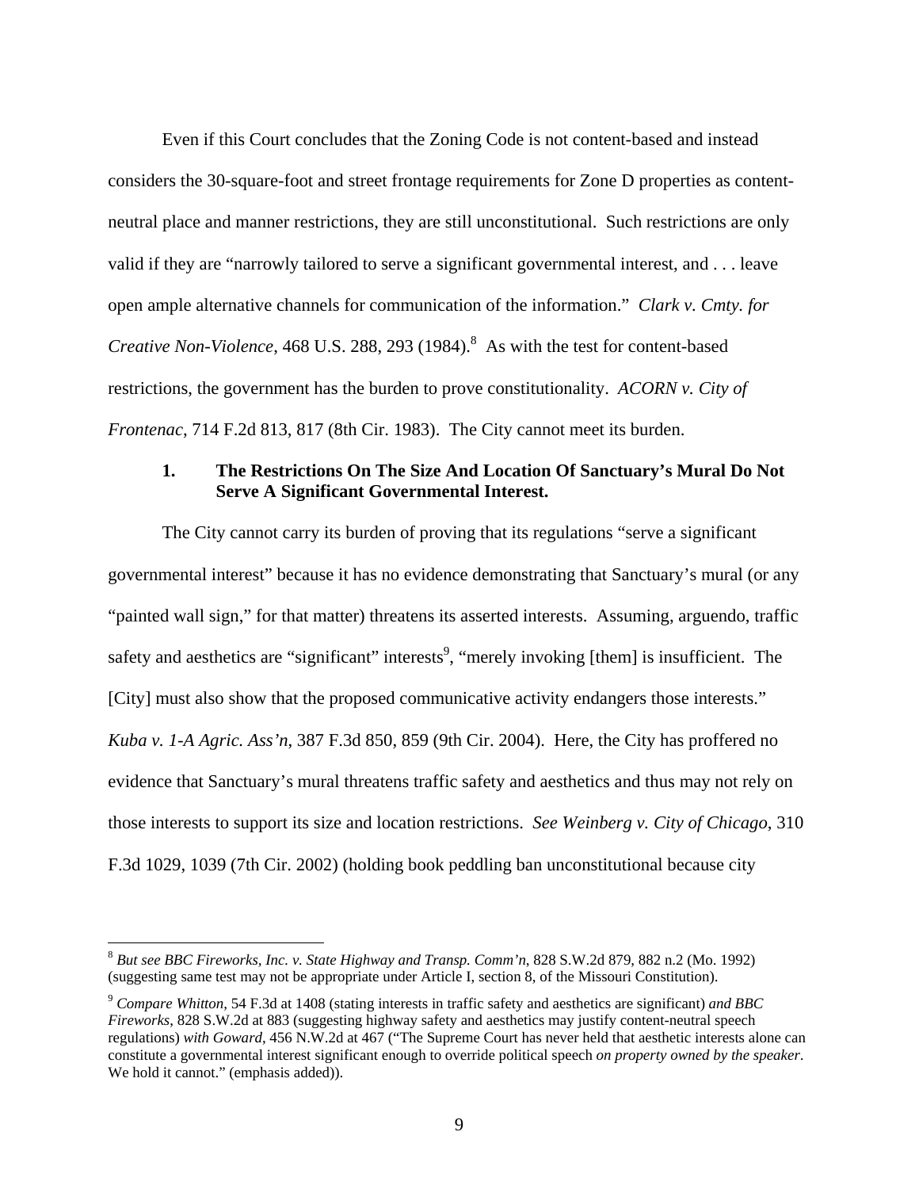Even if this Court concludes that the Zoning Code is not content-based and instead considers the 30-square-foot and street frontage requirements for Zone D properties as content-neutral place and manner restrictions, they are still unconstitutional. Such restrictions are only valid if they are "narrowly tailored to serve a significant governmental interest, and . . . leave open ample alternative channels for communication of the information." *Clark v. Cmty. for Creative Non-Violence*, 468 U.S. 288, 293 (1984).[8] As with the test for content-based restrictions, the government has the burden to prove constitutionality. *ACORN v. City of Frontenac*, 714 F.2d 813, 817 (8th Cir. 1983). The City cannot meet its burden.

### 1. The Restrictions On The Size And Location Of Sanctuary's Mural Do Not Serve A Significant Governmental Interest.

The City cannot carry its burden of proving that its regulations "serve a significant governmental interest" because it has no evidence demonstrating that Sanctuary's mural (or any "painted wall sign," for that matter) threatens its asserted interests. Assuming, arguendo, traffic safety and aesthetics are "significant" interests[9], "merely invoking [them] is insufficient. The [City] must also show that the proposed communicative activity endangers those interests." *Kuba v. 1-A Agric. Ass'n*, 387 F.3d 850, 859 (9th Cir. 2004). Here, the City has proffered no evidence that Sanctuary's mural threatens traffic safety and aesthetics and thus may not rely on those interests to support its size and location restrictions. *See Weinberg v. City of Chicago*, 310 F.3d 1029, 1039 (7th Cir. 2002) (holding book peddling ban unconstitutional because city

---

[8] *But see BBC Fireworks, Inc. v. State Highway and Transp. Comm'n*, 828 S.W.2d 879, 882 n.2 (Mo. 1992) (suggesting same test may not be appropriate under Article I, section 8, of the Missouri Constitution).

[9] *Compare Whitton*, 54 F.3d at 1408 (stating interests in traffic safety and aesthetics are significant) *and BBC Fireworks*, 828 S.W.2d at 883 (suggesting highway safety and aesthetics may justify content-neutral speech regulations) *with Goward*, 456 N.W.2d at 467 ("The Supreme Court has never held that aesthetic interests alone can constitute a governmental interest significant enough to override political speech *on property owned by the speaker*. We hold it cannot." (emphasis added)).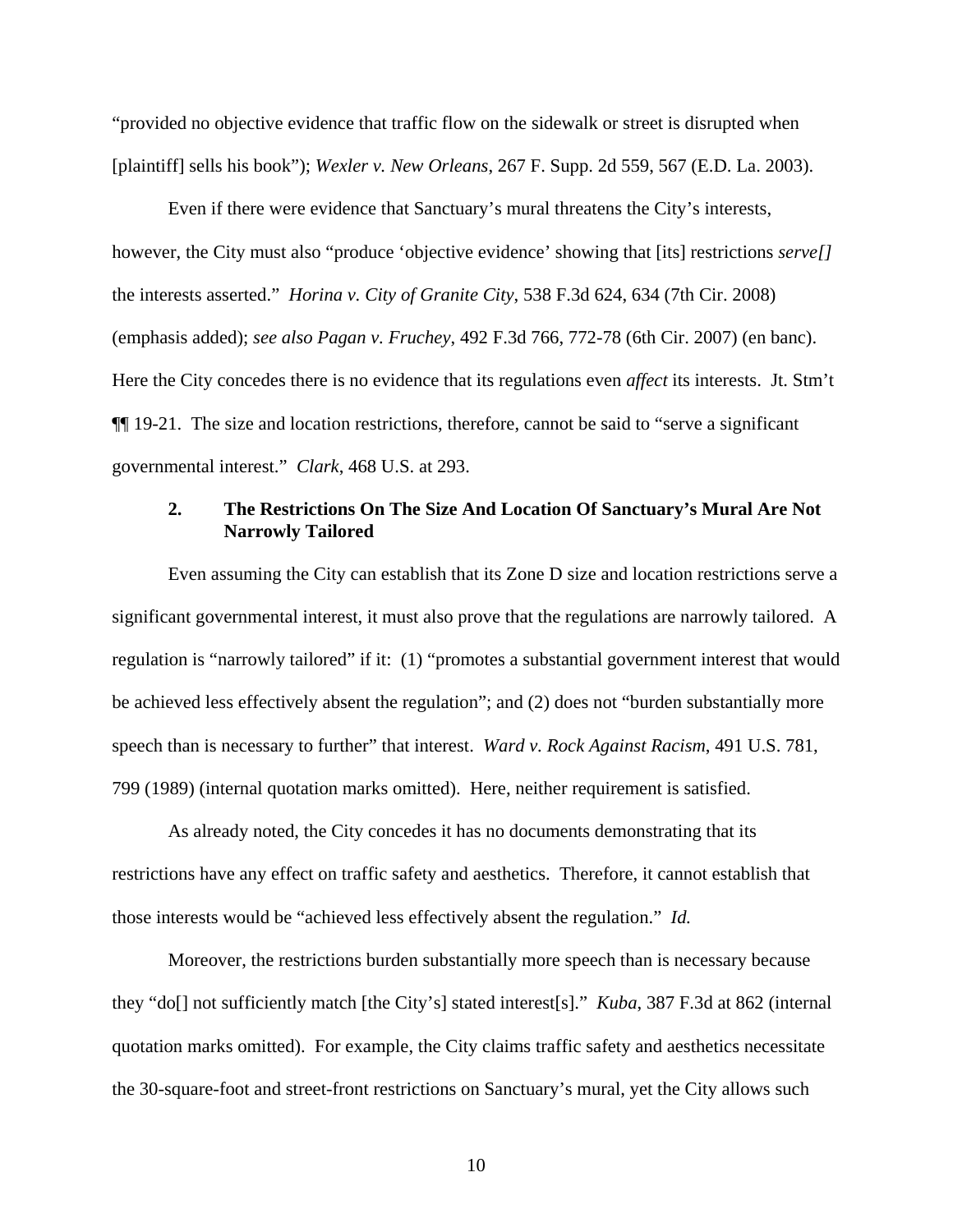"provided no objective evidence that traffic flow on the sidewalk or street is disrupted when [plaintiff] sells his book"); *Wexler v. New Orleans*, 267 F. Supp. 2d 559, 567 (E.D. La. 2003).

Even if there were evidence that Sanctuary's mural threatens the City's interests, however, the City must also "produce 'objective evidence' showing that [its] restrictions *serve[]* the interests asserted." *Horina v. City of Granite City*, 538 F.3d 624, 634 (7th Cir. 2008) (emphasis added); *see also Pagan v. Fruchey*, 492 F.3d 766, 772-78 (6th Cir. 2007) (en banc). Here the City concedes there is no evidence that its regulations even *affect* its interests. Jt. Stm't ¶¶ 19-21. The size and location restrictions, therefore, cannot be said to "serve a significant governmental interest." *Clark*, 468 U.S. at 293.

**2. The Restrictions On The Size And Location Of Sanctuary's Mural Are Not Narrowly Tailored**

Even assuming the City can establish that its Zone D size and location restrictions serve a significant governmental interest, it must also prove that the regulations are narrowly tailored. A regulation is "narrowly tailored" if it: (1) "promotes a substantial government interest that would be achieved less effectively absent the regulation"; and (2) does not "burden substantially more speech than is necessary to further" that interest. *Ward v. Rock Against Racism*, 491 U.S. 781, 799 (1989) (internal quotation marks omitted). Here, neither requirement is satisfied.

As already noted, the City concedes it has no documents demonstrating that its restrictions have any effect on traffic safety and aesthetics. Therefore, it cannot establish that those interests would be "achieved less effectively absent the regulation." *Id.*

Moreover, the restrictions burden substantially more speech than is necessary because they "do[] not sufficiently match [the City's] stated interest[s]." *Kuba*, 387 F.3d at 862 (internal quotation marks omitted). For example, the City claims traffic safety and aesthetics necessitate the 30-square-foot and street-front restrictions on Sanctuary's mural, yet the City allows such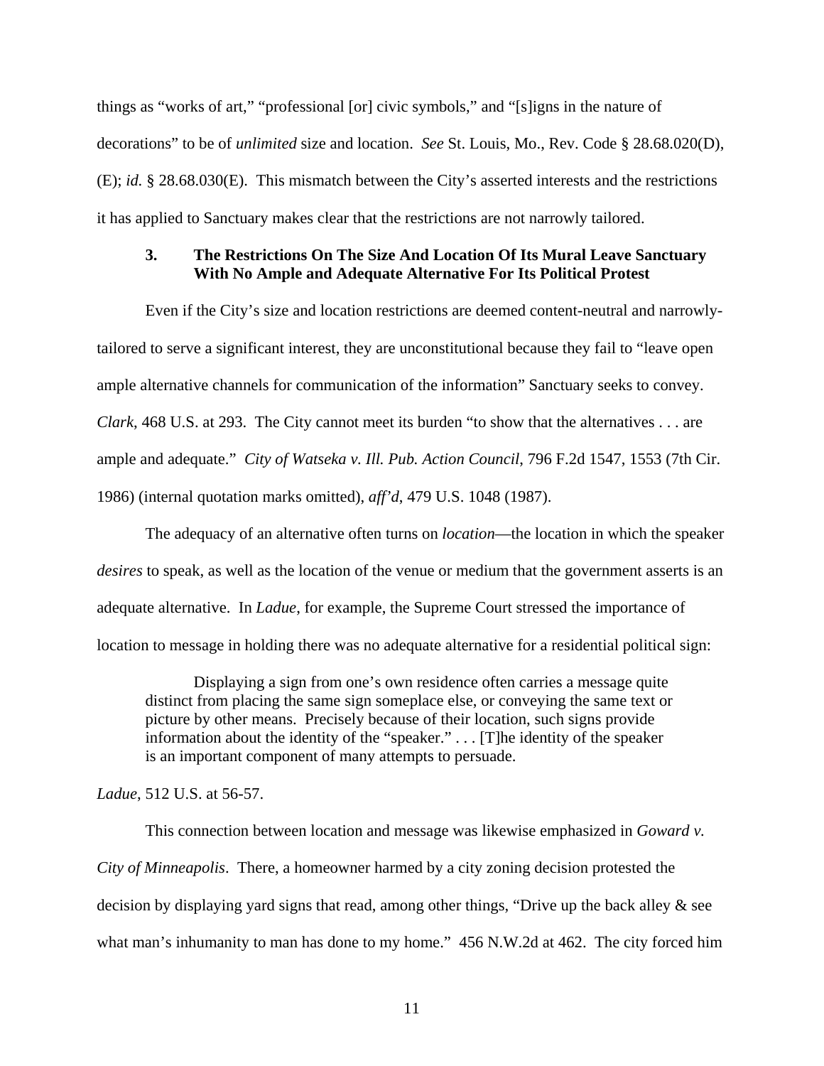things as "works of art," "professional [or] civic symbols," and "[s]igns in the nature of decorations" to be of *unlimited* size and location. *See* St. Louis, Mo., Rev. Code § 28.68.020(D), (E); *id.* § 28.68.030(E). This mismatch between the City's asserted interests and the restrictions it has applied to Sanctuary makes clear that the restrictions are not narrowly tailored.

### 3. The Restrictions On The Size And Location Of Its Mural Leave Sanctuary With No Ample and Adequate Alternative For Its Political Protest

Even if the City's size and location restrictions are deemed content-neutral and narrowly-tailored to serve a significant interest, they are unconstitutional because they fail to "leave open ample alternative channels for communication of the information" Sanctuary seeks to convey. *Clark*, 468 U.S. at 293. The City cannot meet its burden "to show that the alternatives . . . are ample and adequate." *City of Watseka v. Ill. Pub. Action Council*, 796 F.2d 1547, 1553 (7th Cir. 1986) (internal quotation marks omitted), *aff'd*, 479 U.S. 1048 (1987).

The adequacy of an alternative often turns on *location*—the location in which the speaker *desires* to speak, as well as the location of the venue or medium that the government asserts is an adequate alternative. In *Ladue*, for example, the Supreme Court stressed the importance of location to message in holding there was no adequate alternative for a residential political sign:

> Displaying a sign from one's own residence often carries a message quite distinct from placing the same sign someplace else, or conveying the same text or picture by other means. Precisely because of their location, such signs provide information about the identity of the "speaker." . . . [T]he identity of the speaker is an important component of many attempts to persuade.

*Ladue*, 512 U.S. at 56-57.

This connection between location and message was likewise emphasized in *Goward v. City of Minneapolis*. There, a homeowner harmed by a city zoning decision protested the decision by displaying yard signs that read, among other things, "Drive up the back alley & see what man's inhumanity to man has done to my home." 456 N.W.2d at 462. The city forced him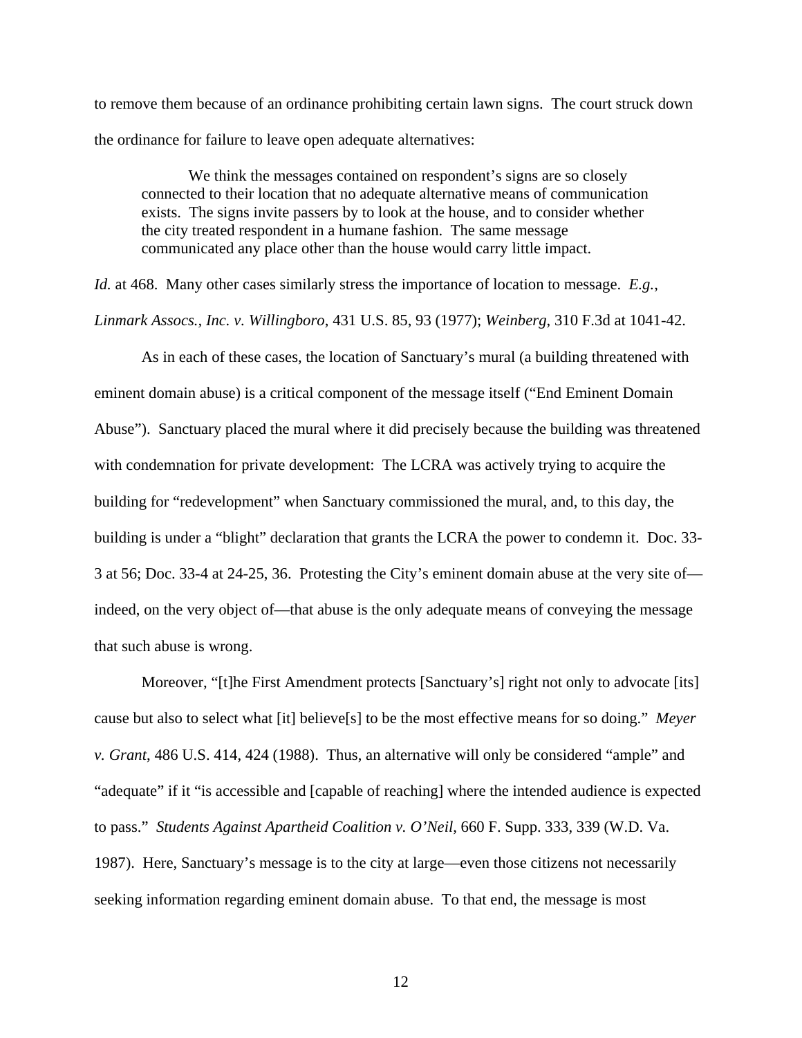to remove them because of an ordinance prohibiting certain lawn signs. The court struck down the ordinance for failure to leave open adequate alternatives:

> We think the messages contained on respondent's signs are so closely connected to their location that no adequate alternative means of communication exists. The signs invite passers by to look at the house, and to consider whether the city treated respondent in a humane fashion. The same message communicated any place other than the house would carry little impact.

*Id.* at 468. Many other cases similarly stress the importance of location to message. *E.g.*, *Linmark Assocs., Inc. v. Willingboro*, 431 U.S. 85, 93 (1977); *Weinberg*, 310 F.3d at 1041-42.

As in each of these cases, the location of Sanctuary's mural (a building threatened with eminent domain abuse) is a critical component of the message itself ("End Eminent Domain Abuse"). Sanctuary placed the mural where it did precisely because the building was threatened with condemnation for private development: The LCRA was actively trying to acquire the building for "redevelopment" when Sanctuary commissioned the mural, and, to this day, the building is under a "blight" declaration that grants the LCRA the power to condemn it. Doc. 33-3 at 56; Doc. 33-4 at 24-25, 36. Protesting the City's eminent domain abuse at the very site of—indeed, on the very object of—that abuse is the only adequate means of conveying the message that such abuse is wrong.

Moreover, "[t]he First Amendment protects [Sanctuary's] right not only to advocate [its] cause but also to select what [it] believe[s] to be the most effective means for so doing." *Meyer v. Grant*, 486 U.S. 414, 424 (1988). Thus, an alternative will only be considered "ample" and "adequate" if it "is accessible and [capable of reaching] where the intended audience is expected to pass." *Students Against Apartheid Coalition v. O'Neil*, 660 F. Supp. 333, 339 (W.D. Va. 1987). Here, Sanctuary's message is to the city at large—even those citizens not necessarily seeking information regarding eminent domain abuse. To that end, the message is most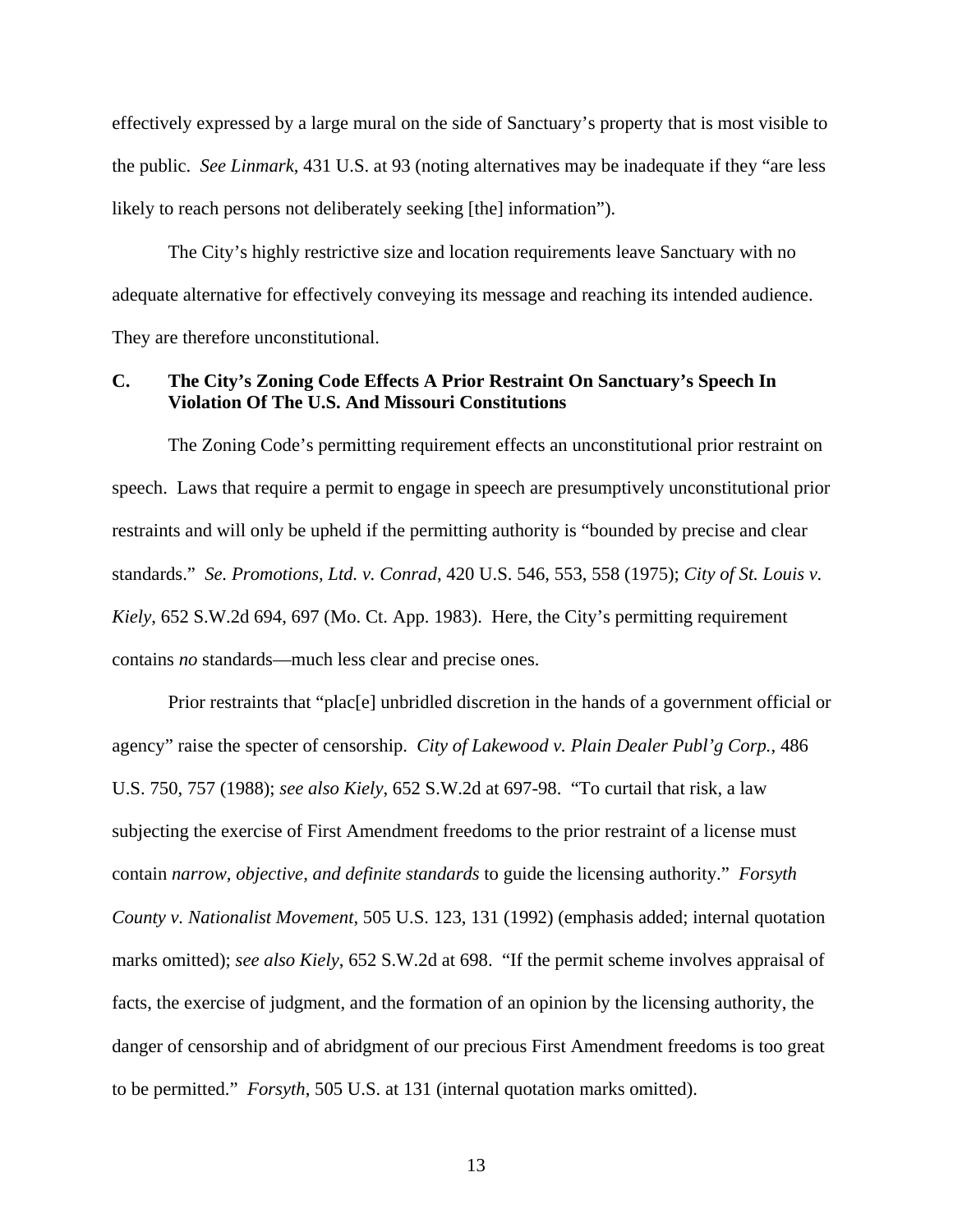effectively expressed by a large mural on the side of Sanctuary's property that is most visible to the public. *See Linmark*, 431 U.S. at 93 (noting alternatives may be inadequate if they "are less likely to reach persons not deliberately seeking [the] information").

The City's highly restrictive size and location requirements leave Sanctuary with no adequate alternative for effectively conveying its message and reaching its intended audience. They are therefore unconstitutional.

### C. The City's Zoning Code Effects A Prior Restraint On Sanctuary's Speech In Violation Of The U.S. And Missouri Constitutions

The Zoning Code's permitting requirement effects an unconstitutional prior restraint on speech. Laws that require a permit to engage in speech are presumptively unconstitutional prior restraints and will only be upheld if the permitting authority is "bounded by precise and clear standards." *Se. Promotions, Ltd. v. Conrad*, 420 U.S. 546, 553, 558 (1975); *City of St. Louis v. Kiely*, 652 S.W.2d 694, 697 (Mo. Ct. App. 1983). Here, the City's permitting requirement contains *no* standards—much less clear and precise ones.

Prior restraints that "plac[e] unbridled discretion in the hands of a government official or agency" raise the specter of censorship. *City of Lakewood v. Plain Dealer Publ'g Corp.*, 486 U.S. 750, 757 (1988); *see also Kiely*, 652 S.W.2d at 697-98. "To curtail that risk, a law subjecting the exercise of First Amendment freedoms to the prior restraint of a license must contain *narrow, objective, and definite standards* to guide the licensing authority." *Forsyth County v. Nationalist Movement*, 505 U.S. 123, 131 (1992) (emphasis added; internal quotation marks omitted); *see also Kiely*, 652 S.W.2d at 698. "If the permit scheme involves appraisal of facts, the exercise of judgment, and the formation of an opinion by the licensing authority, the danger of censorship and of abridgment of our precious First Amendment freedoms is too great to be permitted." *Forsyth*, 505 U.S. at 131 (internal quotation marks omitted).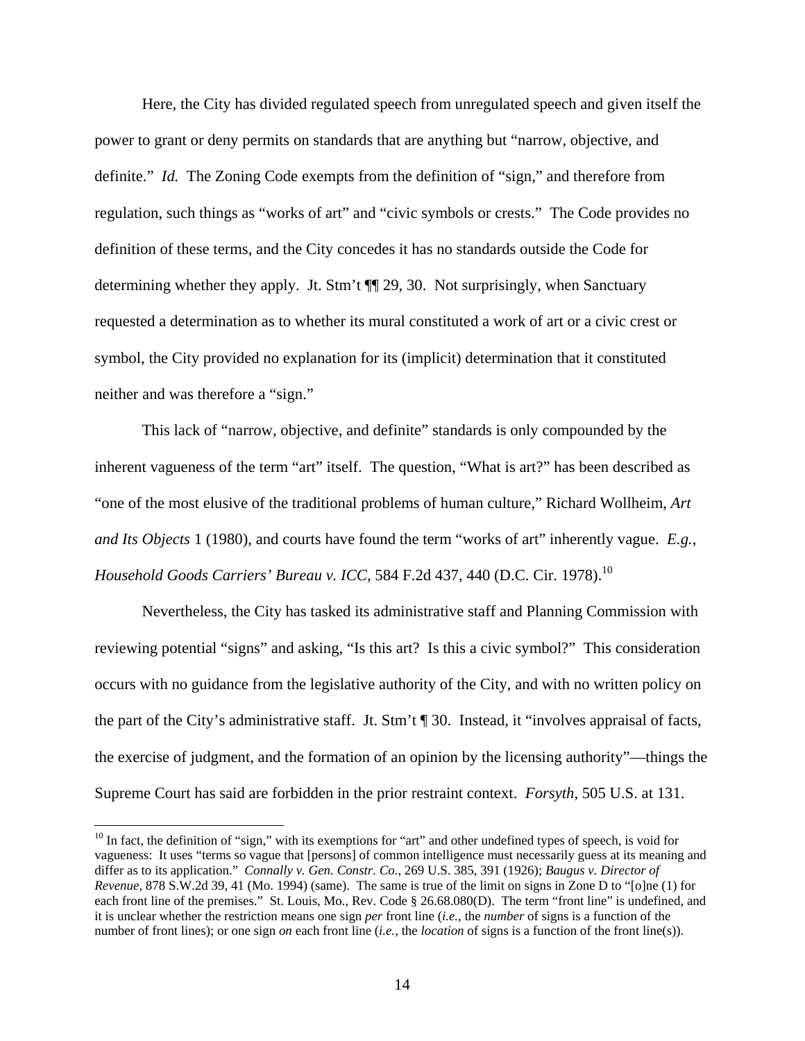Here, the City has divided regulated speech from unregulated speech and given itself the power to grant or deny permits on standards that are anything but "narrow, objective, and definite." *Id.* The Zoning Code exempts from the definition of "sign," and therefore from regulation, such things as "works of art" and "civic symbols or crests." The Code provides no definition of these terms, and the City concedes it has no standards outside the Code for determining whether they apply. Jt. Stm't ¶¶ 29, 30. Not surprisingly, when Sanctuary requested a determination as to whether its mural constituted a work of art or a civic crest or symbol, the City provided no explanation for its (implicit) determination that it constituted neither and was therefore a "sign."

This lack of "narrow, objective, and definite" standards is only compounded by the inherent vagueness of the term "art" itself. The question, "What is art?" has been described as "one of the most elusive of the traditional problems of human culture," Richard Wollheim, *Art and Its Objects* 1 (1980), and courts have found the term "works of art" inherently vague. *E.g.*, *Household Goods Carriers' Bureau v. ICC*, 584 F.2d 437, 440 (D.C. Cir. 1978).[10]

Nevertheless, the City has tasked its administrative staff and Planning Commission with reviewing potential "signs" and asking, "Is this art? Is this a civic symbol?" This consideration occurs with no guidance from the legislative authority of the City, and with no written policy on the part of the City's administrative staff. Jt. Stm't ¶ 30. Instead, it "involves appraisal of facts, the exercise of judgment, and the formation of an opinion by the licensing authority"—things the Supreme Court has said are forbidden in the prior restraint context. *Forsyth*, 505 U.S. at 131.

---

[10] In fact, the definition of "sign," with its exemptions for "art" and other undefined types of speech, is void for vagueness: It uses "terms so vague that [persons] of common intelligence must necessarily guess at its meaning and differ as to its application." *Connally v. Gen. Constr. Co.*, 269 U.S. 385, 391 (1926); *Baugus v. Director of Revenue*, 878 S.W.2d 39, 41 (Mo. 1994) (same). The same is true of the limit on signs in Zone D to "[o]ne (1) for each front line of the premises." St. Louis, Mo., Rev. Code § 26.68.080(D). The term "front line" is undefined, and it is unclear whether the restriction means one sign *per* front line (*i.e.*, the *number* of signs is a function of the number of front lines); or one sign *on* each front line (*i.e.*, the *location* of signs is a function of the front line(s)).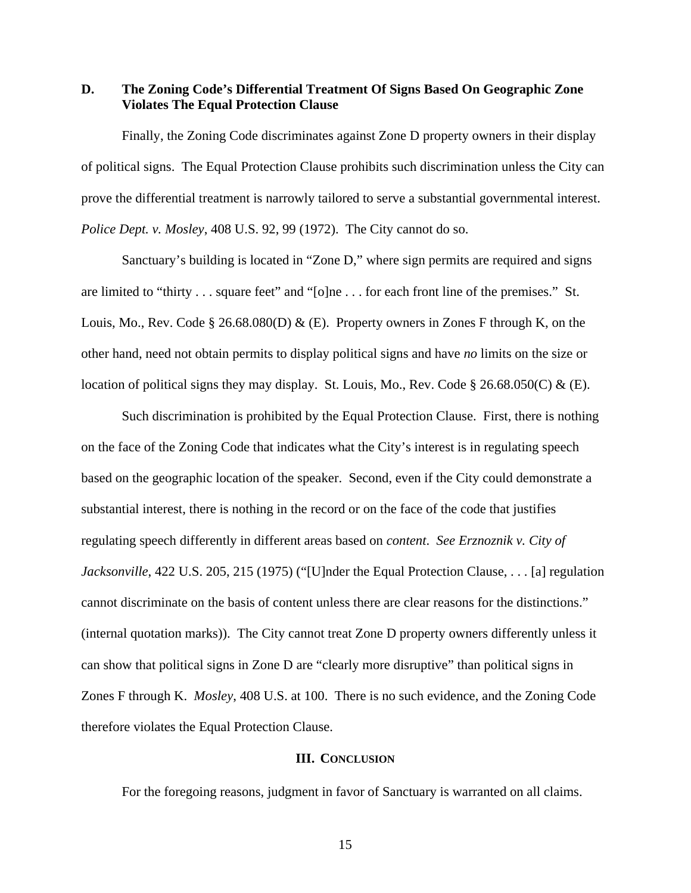### D. The Zoning Code's Differential Treatment Of Signs Based On Geographic Zone Violates The Equal Protection Clause

Finally, the Zoning Code discriminates against Zone D property owners in their display of political signs. The Equal Protection Clause prohibits such discrimination unless the City can prove the differential treatment is narrowly tailored to serve a substantial governmental interest. *Police Dept. v. Mosley*, 408 U.S. 92, 99 (1972). The City cannot do so.

Sanctuary's building is located in "Zone D," where sign permits are required and signs are limited to "thirty . . . square feet" and "[o]ne . . . for each front line of the premises." St. Louis, Mo., Rev. Code § 26.68.080(D) & (E). Property owners in Zones F through K, on the other hand, need not obtain permits to display political signs and have *no* limits on the size or location of political signs they may display. St. Louis, Mo., Rev. Code § 26.68.050(C) & (E).

Such discrimination is prohibited by the Equal Protection Clause. First, there is nothing on the face of the Zoning Code that indicates what the City's interest is in regulating speech based on the geographic location of the speaker. Second, even if the City could demonstrate a substantial interest, there is nothing in the record or on the face of the code that justifies regulating speech differently in different areas based on *content*. *See Erznoznik v. City of Jacksonville*, 422 U.S. 205, 215 (1975) ("[U]nder the Equal Protection Clause, . . . [a] regulation cannot discriminate on the basis of content unless there are clear reasons for the distinctions." (internal quotation marks)). The City cannot treat Zone D property owners differently unless it can show that political signs in Zone D are "clearly more disruptive" than political signs in Zones F through K. *Mosley*, 408 U.S. at 100. There is no such evidence, and the Zoning Code therefore violates the Equal Protection Clause.

## III. CONCLUSION

For the foregoing reasons, judgment in favor of Sanctuary is warranted on all claims.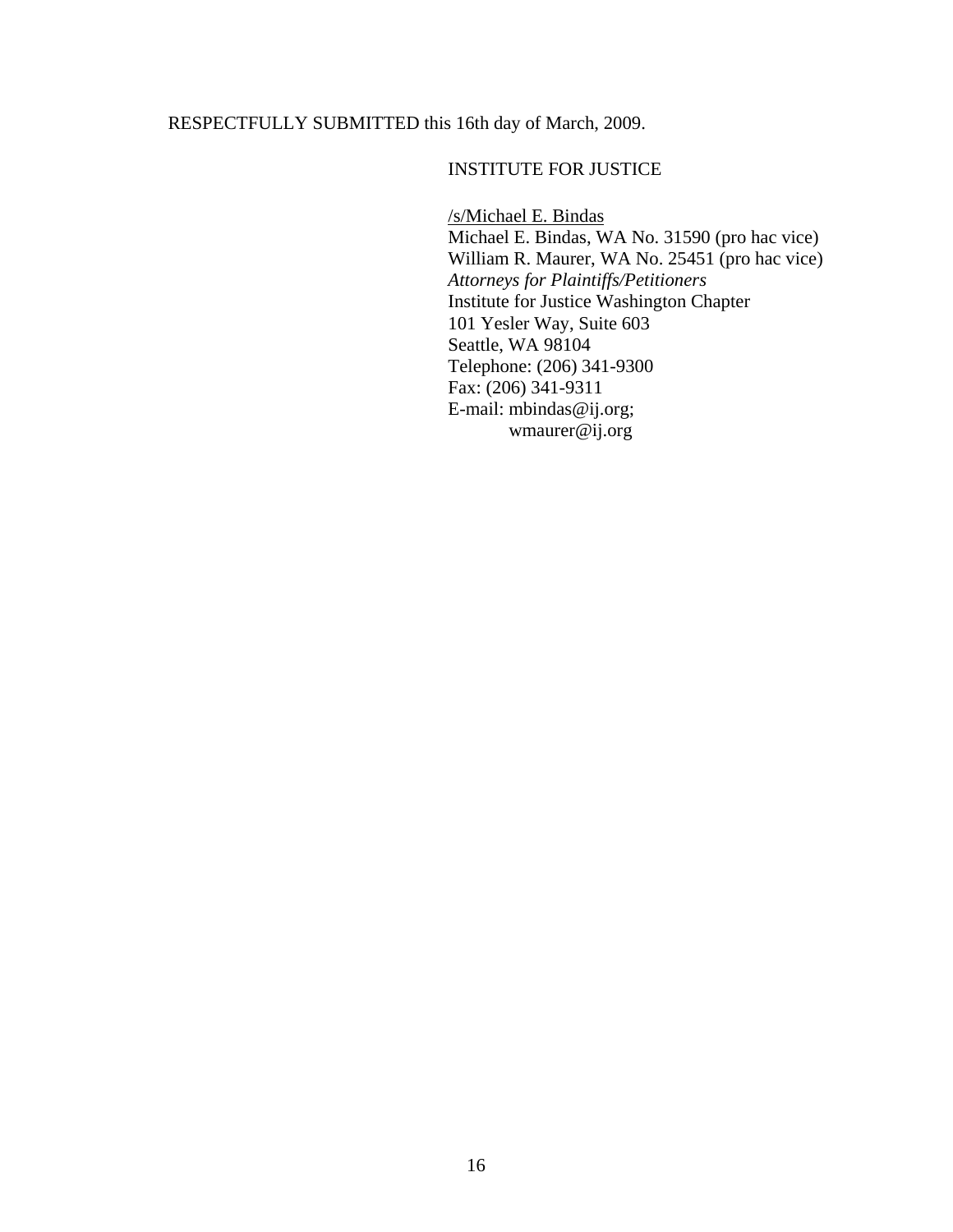RESPECTFULLY SUBMITTED this 16th day of March, 2009.

INSTITUTE FOR JUSTICE

/s/Michael E. Bindas
Michael E. Bindas, WA No. 31590 (pro hac vice)
William R. Maurer, WA No. 25451 (pro hac vice)
*Attorneys for Plaintiffs/Petitioners*
Institute for Justice Washington Chapter
101 Yesler Way, Suite 603
Seattle, WA 98104
Telephone: (206) 341-9300
Fax: (206) 341-9311
E-mail: mbindas@ij.org;
wmaurer@ij.org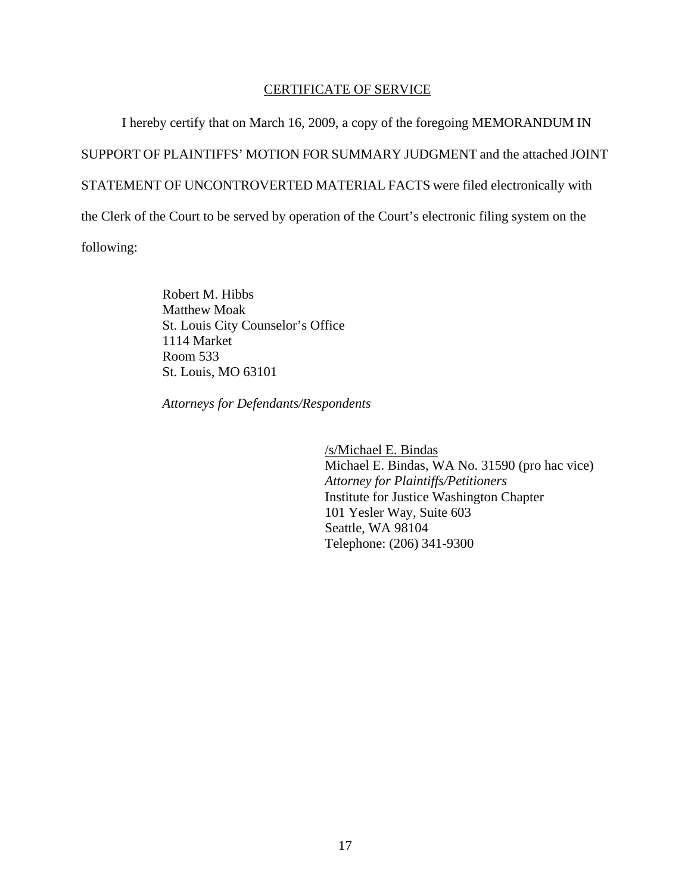## CERTIFICATE OF SERVICE

I hereby certify that on March 16, 2009, a copy of the foregoing MEMORANDUM IN SUPPORT OF PLAINTIFFS' MOTION FOR SUMMARY JUDGMENT and the attached JOINT STATEMENT OF UNCONTROVERTED MATERIAL FACTS were filed electronically with the Clerk of the Court to be served by operation of the Court's electronic filing system on the following:

Robert M. Hibbs
Matthew Moak
St. Louis City Counselor's Office
1114 Market
Room 533
St. Louis, MO 63101

*Attorneys for Defendants/Respondents*

/s/Michael E. Bindas
Michael E. Bindas, WA No. 31590 (pro hac vice)
*Attorney for Plaintiffs/Petitioners*
Institute for Justice Washington Chapter
101 Yesler Way, Suite 603
Seattle, WA 98104
Telephone: (206) 341-9300